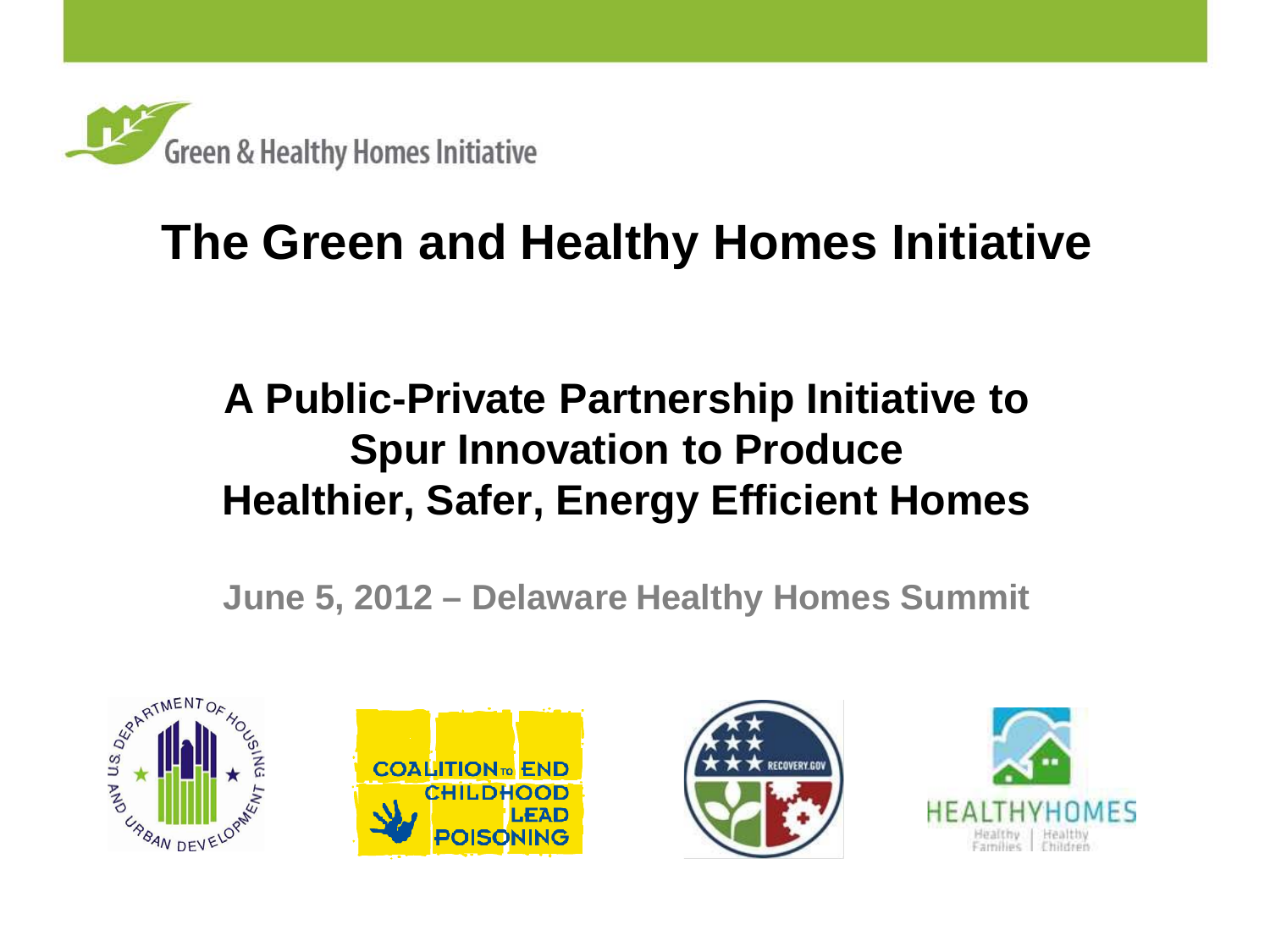Green & Healthy Homes Initiative

# The Green and Healthy Homes Initiative

## A Public-Private Partnership Initiative to Spur Innovation to Produce Healthier, Safer, Energy Efficient Homes

June 5, 2012 – Delaware Healthy Homes Summit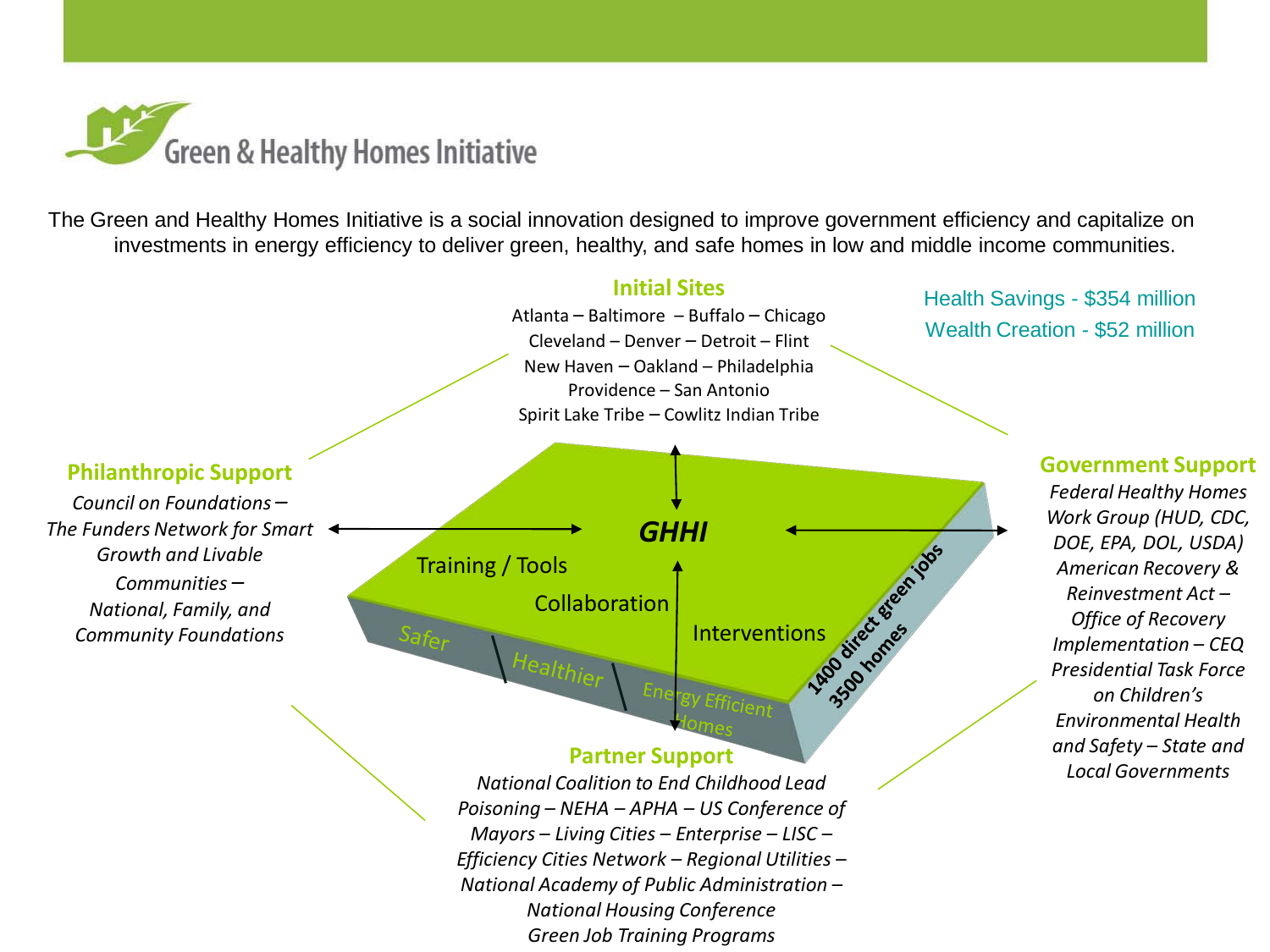# Green & Healthy Homes Initiative

The Green and Healthy Homes Initiative is a social innovation designed to improve government efficiency and capitalize on investments in energy efficiency to deliver green, healthy, and safe homes in low and middle income communities.

## Initial Sites

Atlanta – Baltimore – Buffalo – Chicago
Cleveland – Denver – Detroit – Flint
New Haven – Oakland – Philadelphia
Providence – San Antonio
Spirit Lake Tribe – Cowlitz Indian Tribe

Health Savings - $354 million
Wealth Creation - $52 million

## Philanthropic Support

*Council on Foundations – The Funders Network for Smart Growth and Livable Communities – National, Family, and Community Foundations*

## GHHI

Training / Tools

Collaboration

Interventions

1400 direct green jobs
3500 homes

Safer | Healthier | Energy Efficient Homes

## Government Support

*Federal Healthy Homes Work Group (HUD, CDC, DOE, EPA, DOL, USDA) American Recovery & Reinvestment Act – Office of Recovery Implementation – CEQ Presidential Task Force on Children's Environmental Health and Safety – State and Local Governments*

## Partner Support

*National Coalition to End Childhood Lead Poisoning – NEHA – APHA – US Conference of Mayors – Living Cities – Enterprise – LISC – Efficiency Cities Network – Regional Utilities – National Academy of Public Administration – National Housing Conference Green Job Training Programs*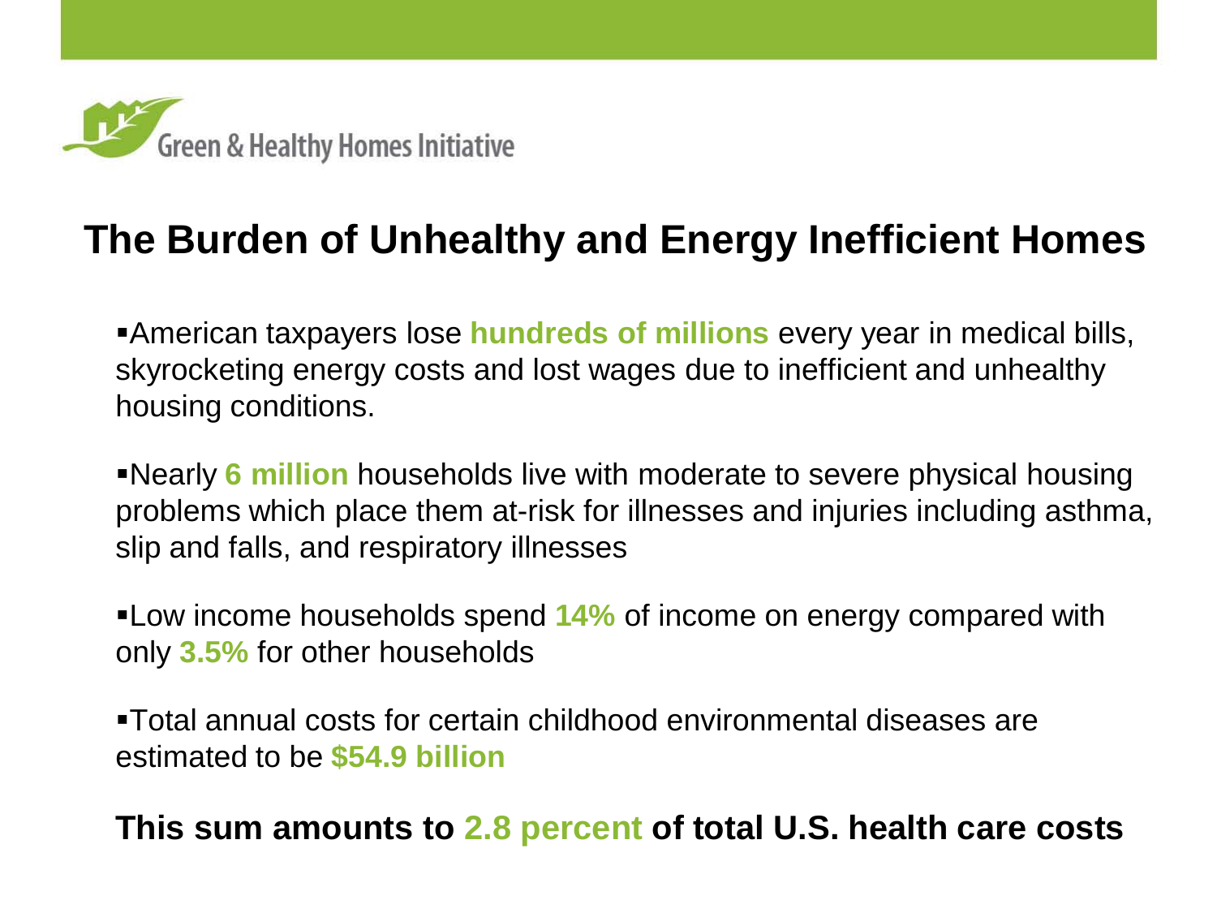Green & Healthy Homes Initiative

# The Burden of Unhealthy and Energy Inefficient Homes

- American taxpayers lose **hundreds of millions** every year in medical bills, skyrocketing energy costs and lost wages due to inefficient and unhealthy housing conditions.

- Nearly **6 million** households live with moderate to severe physical housing problems which place them at-risk for illnesses and injuries including asthma, slip and falls, and respiratory illnesses

- Low income households spend **14%** of income on energy compared with only **3.5%** for other households

- Total annual costs for certain childhood environmental diseases are estimated to be **$54.9 billion**

**This sum amounts to 2.8 percent of total U.S. health care costs**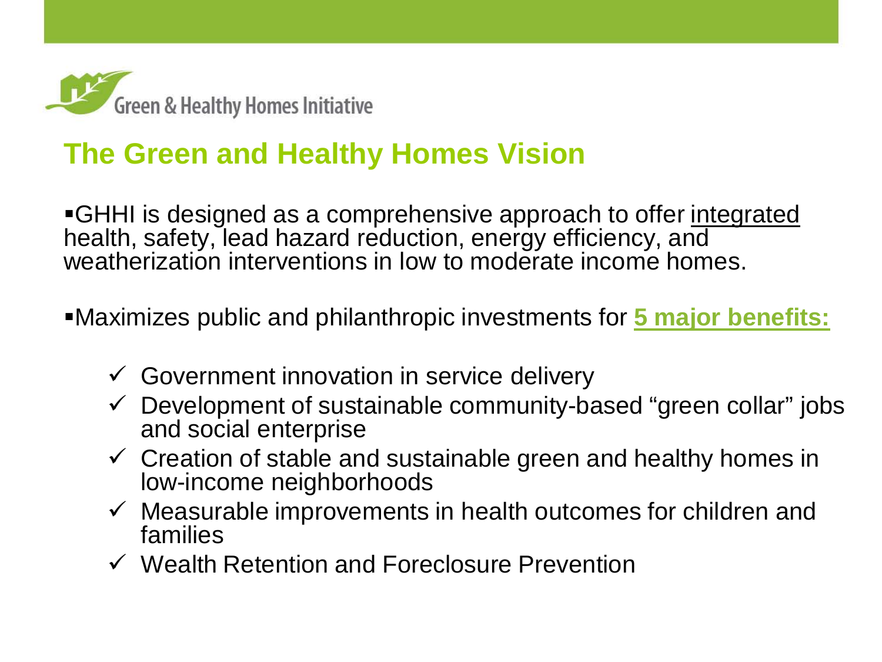Green & Healthy Homes Initiative

## The Green and Healthy Homes Vision

- GHHI is designed as a comprehensive approach to offer integrated health, safety, lead hazard reduction, energy efficiency, and weatherization interventions in low to moderate income homes.

- Maximizes public and philanthropic investments for **5 major benefits:**

  - ✓ Government innovation in service delivery
  - ✓ Development of sustainable community-based "green collar" jobs and social enterprise
  - ✓ Creation of stable and sustainable green and healthy homes in low-income neighborhoods
  - ✓ Measurable improvements in health outcomes for children and families
  - ✓ Wealth Retention and Foreclosure Prevention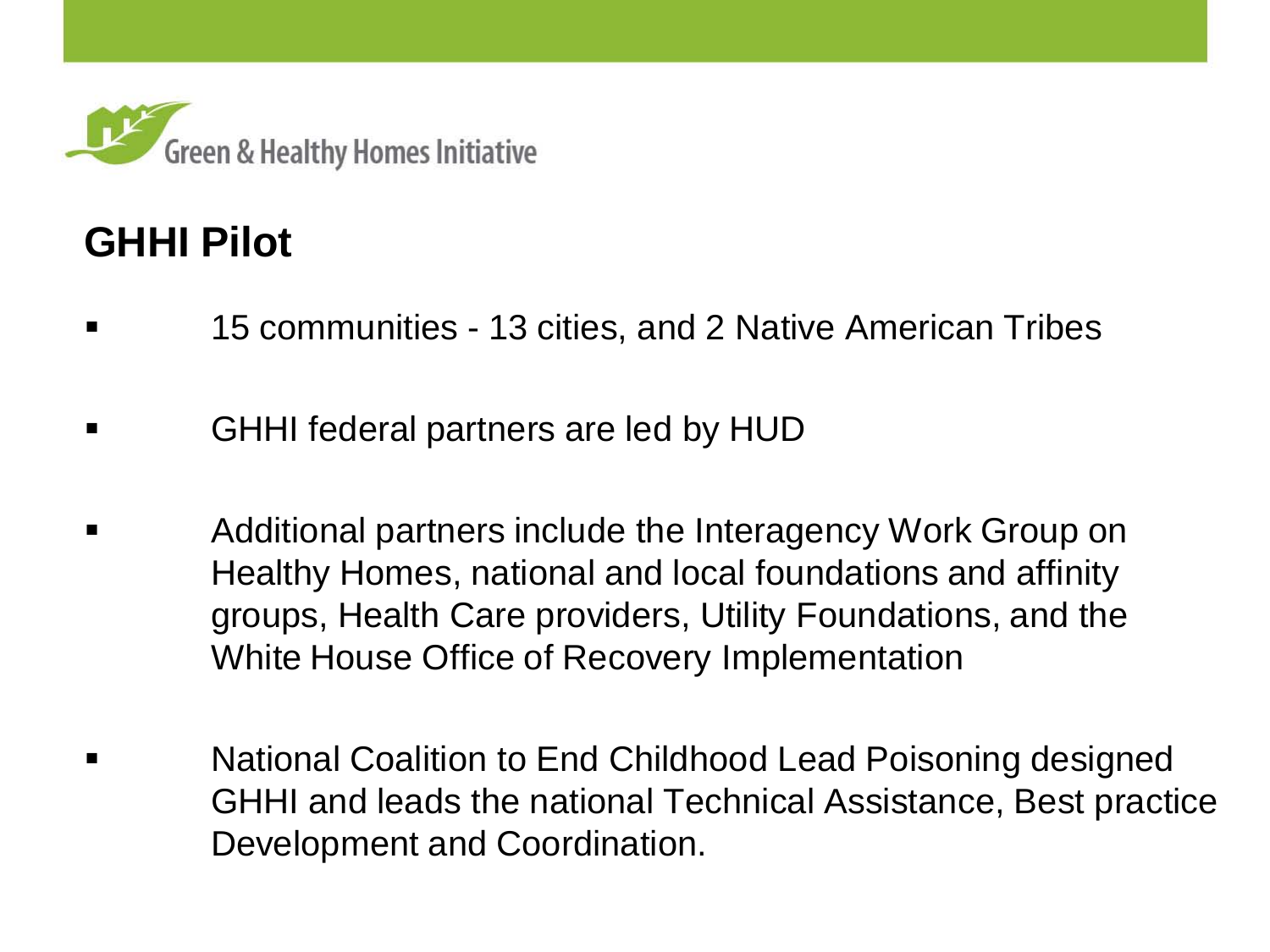Green & Healthy Homes Initiative

## GHHI Pilot

- 15 communities - 13 cities, and 2 Native American Tribes
- GHHI federal partners are led by HUD
- Additional partners include the Interagency Work Group on Healthy Homes, national and local foundations and affinity groups, Health Care providers, Utility Foundations, and the White House Office of Recovery Implementation
- National Coalition to End Childhood Lead Poisoning designed GHHI and leads the national Technical Assistance, Best practice Development and Coordination.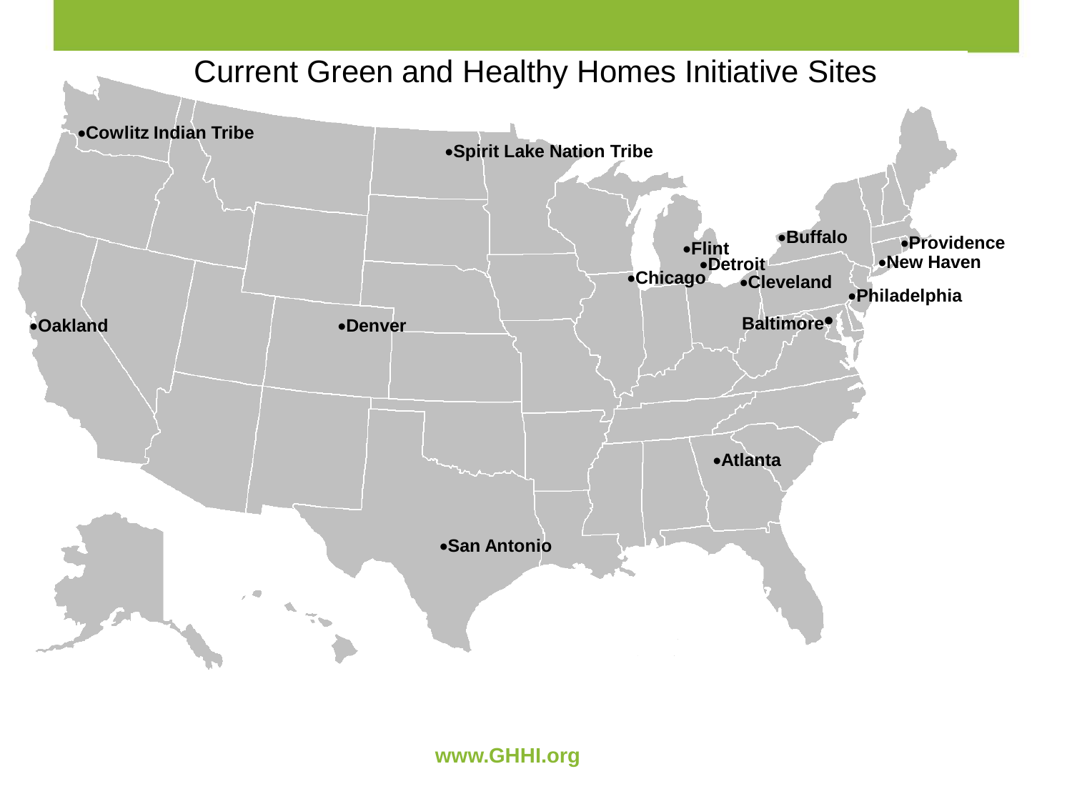# Current Green and Healthy Homes Initiative Sites

- Cowlitz Indian Tribe
- Spirit Lake Nation Tribe
- Oakland
- Denver
- San Antonio
- Chicago
- Flint
- Detroit
- Cleveland
- Buffalo
- Providence
- New Haven
- Philadelphia
- Baltimore
- Atlanta

www.GHHI.org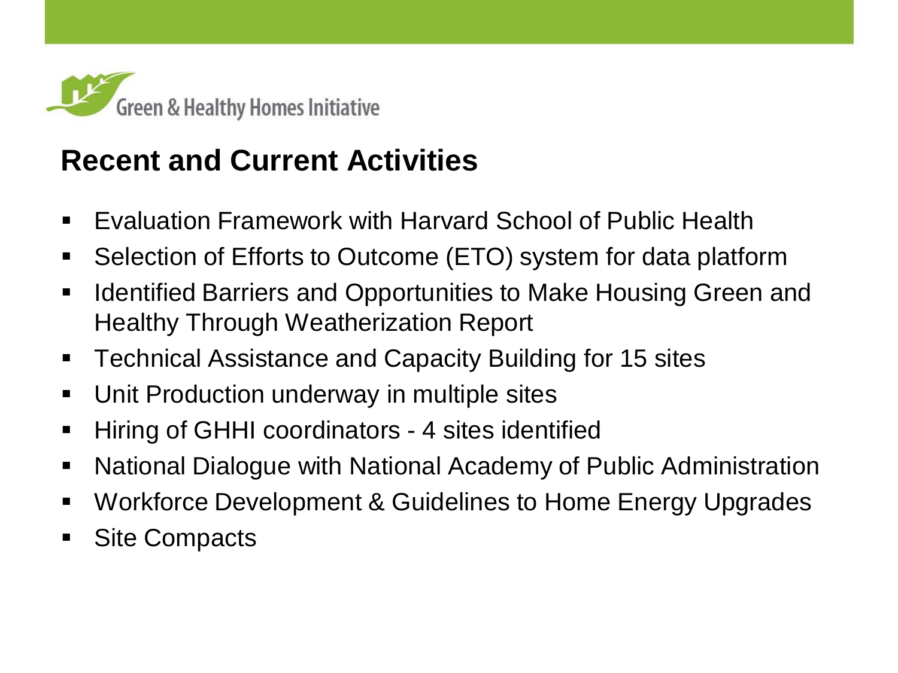Green & Healthy Homes Initiative

## Recent and Current Activities

- Evaluation Framework with Harvard School of Public Health
- Selection of Efforts to Outcome (ETO) system for data platform
- Identified Barriers and Opportunities to Make Housing Green and Healthy Through Weatherization Report
- Technical Assistance and Capacity Building for 15 sites
- Unit Production underway in multiple sites
- Hiring of GHHI coordinators - 4 sites identified
- National Dialogue with National Academy of Public Administration
- Workforce Development & Guidelines to Home Energy Upgrades
- Site Compacts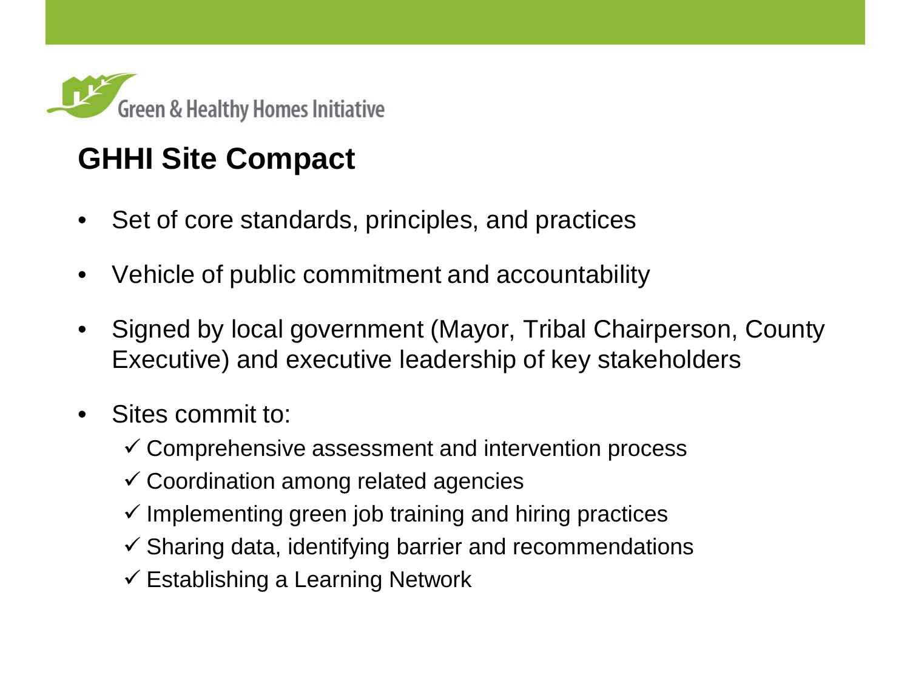Green & Healthy Homes Initiative

## GHHI Site Compact

- Set of core standards, principles, and practices
- Vehicle of public commitment and accountability
- Signed by local government (Mayor, Tribal Chairperson, County Executive) and executive leadership of key stakeholders
- Sites commit to:
  - ✓ Comprehensive assessment and intervention process
  - ✓ Coordination among related agencies
  - ✓ Implementing green job training and hiring practices
  - ✓ Sharing data, identifying barrier and recommendations
  - ✓ Establishing a Learning Network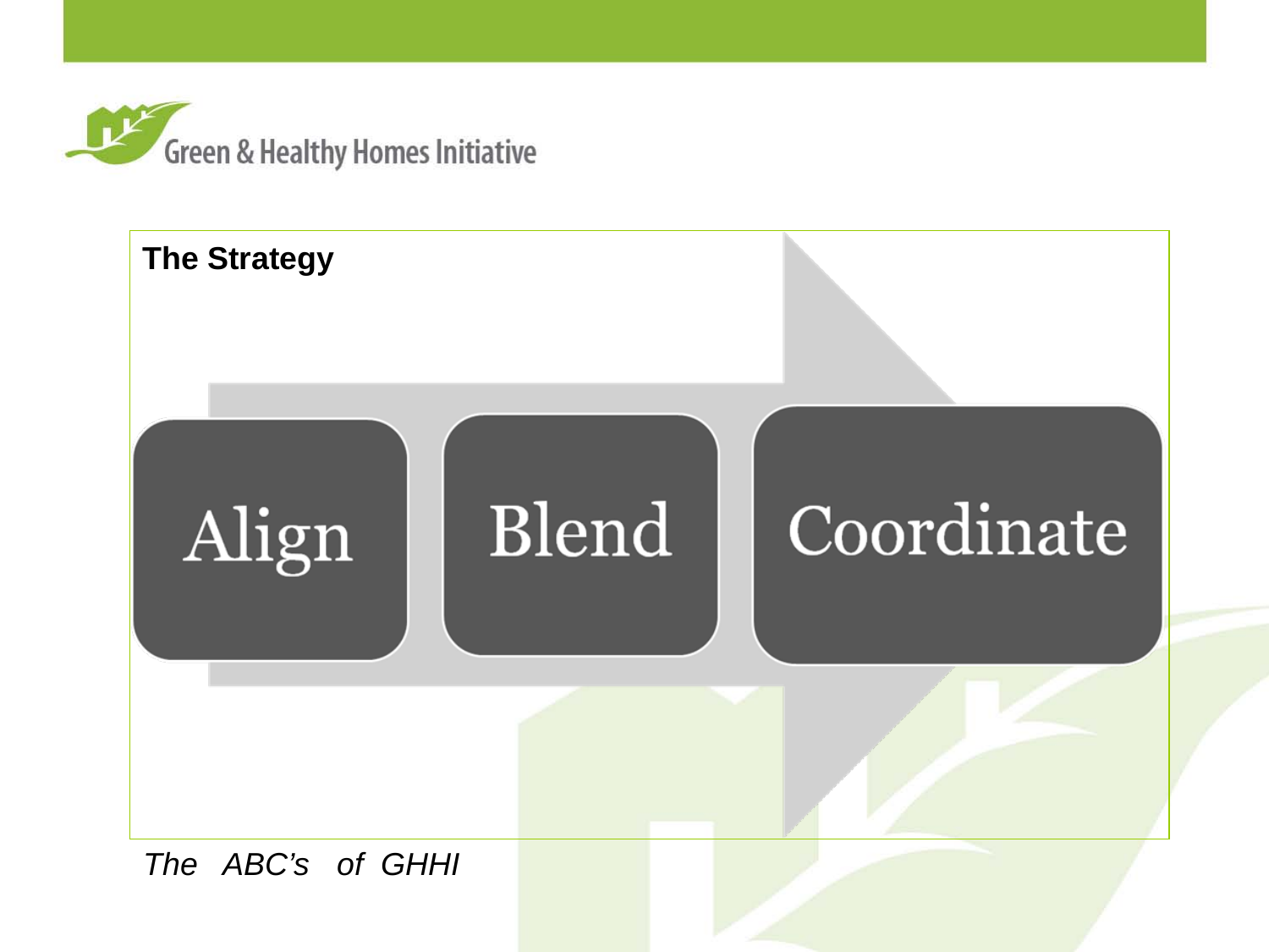Green & Healthy Homes Initiative

## The Strategy

Align

Blend

Coordinate

*The ABC's of GHHI*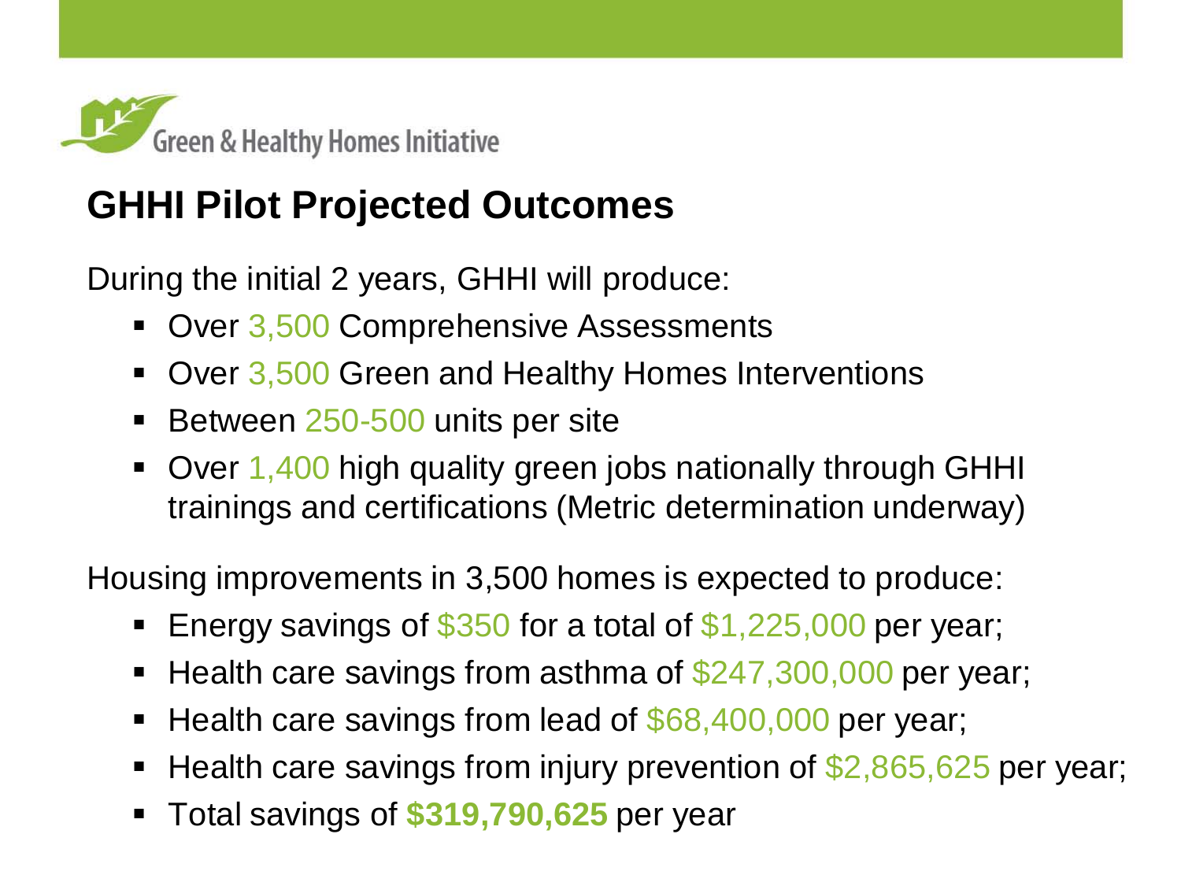Green & Healthy Homes Initiative

## GHHI Pilot Projected Outcomes

During the initial 2 years, GHHI will produce:

- Over 3,500 Comprehensive Assessments
- Over 3,500 Green and Healthy Homes Interventions
- Between 250-500 units per site
- Over 1,400 high quality green jobs nationally through GHHI trainings and certifications (Metric determination underway)

Housing improvements in 3,500 homes is expected to produce:

- Energy savings of $350 for a total of $1,225,000 per year;
- Health care savings from asthma of $247,300,000 per year;
- Health care savings from lead of $68,400,000 per year;
- Health care savings from injury prevention of $2,865,625 per year;
- Total savings of **$319,790,625** per year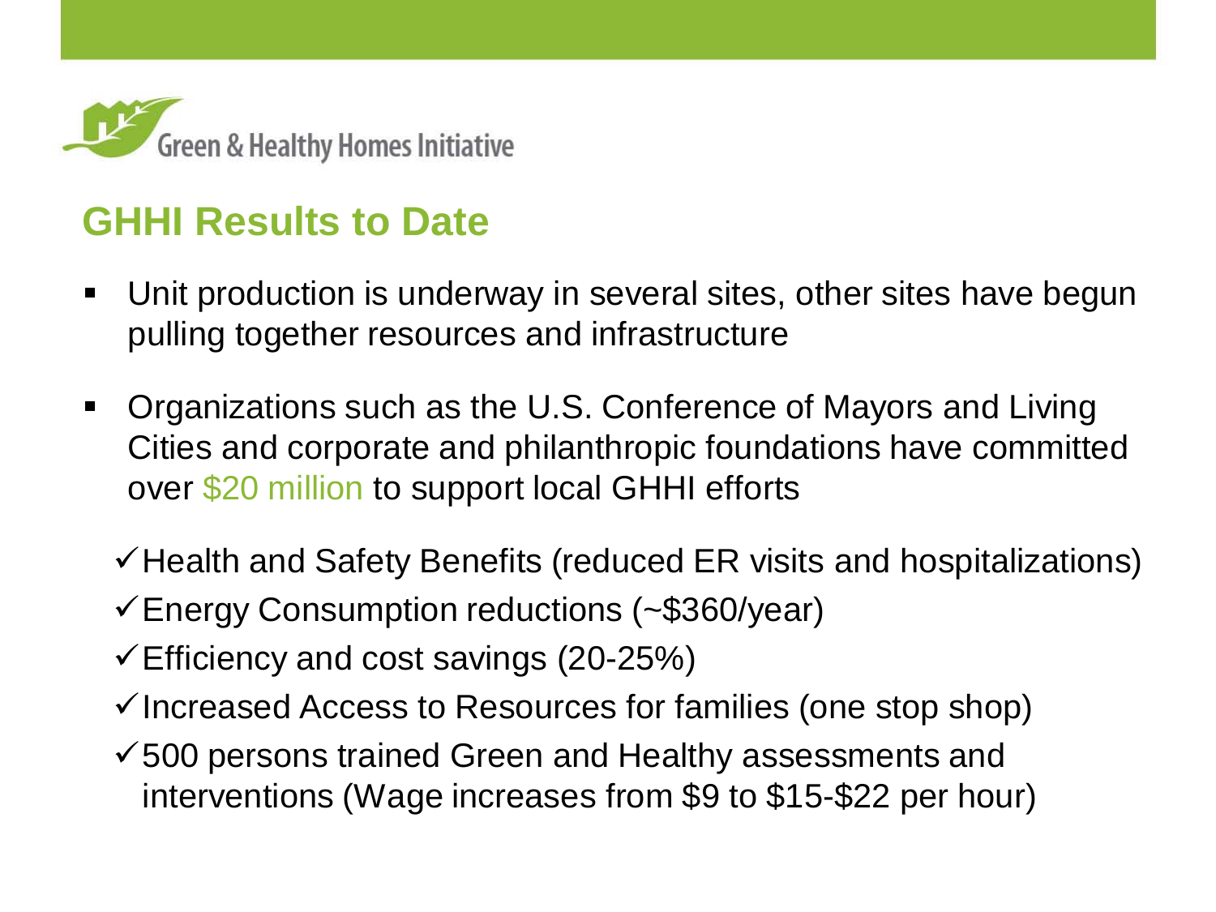Green & Healthy Homes Initiative

## GHHI Results to Date

- Unit production is underway in several sites, other sites have begun pulling together resources and infrastructure
- Organizations such as the U.S. Conference of Mayors and Living Cities and corporate and philanthropic foundations have committed over $20 million to support local GHHI efforts

  - ✓ Health and Safety Benefits (reduced ER visits and hospitalizations)
  - ✓ Energy Consumption reductions (~$360/year)
  - ✓ Efficiency and cost savings (20-25%)
  - ✓ Increased Access to Resources for families (one stop shop)
  - ✓ 500 persons trained Green and Healthy assessments and interventions (Wage increases from $9 to $15-$22 per hour)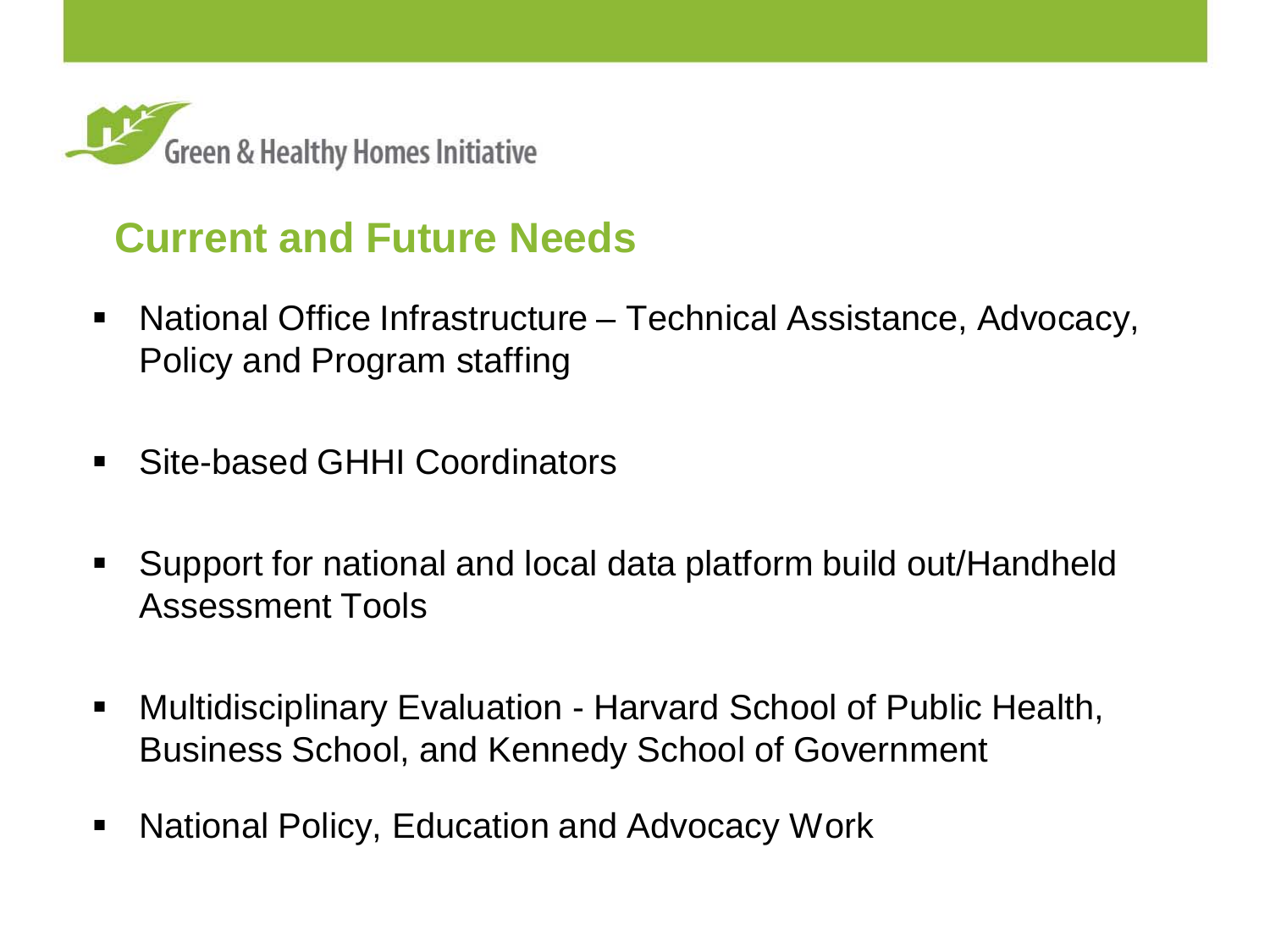Green & Healthy Homes Initiative

## Current and Future Needs

- National Office Infrastructure – Technical Assistance, Advocacy, Policy and Program staffing
- Site-based GHHI Coordinators
- Support for national and local data platform build out/Handheld Assessment Tools
- Multidisciplinary Evaluation - Harvard School of Public Health, Business School, and Kennedy School of Government
- National Policy, Education and Advocacy Work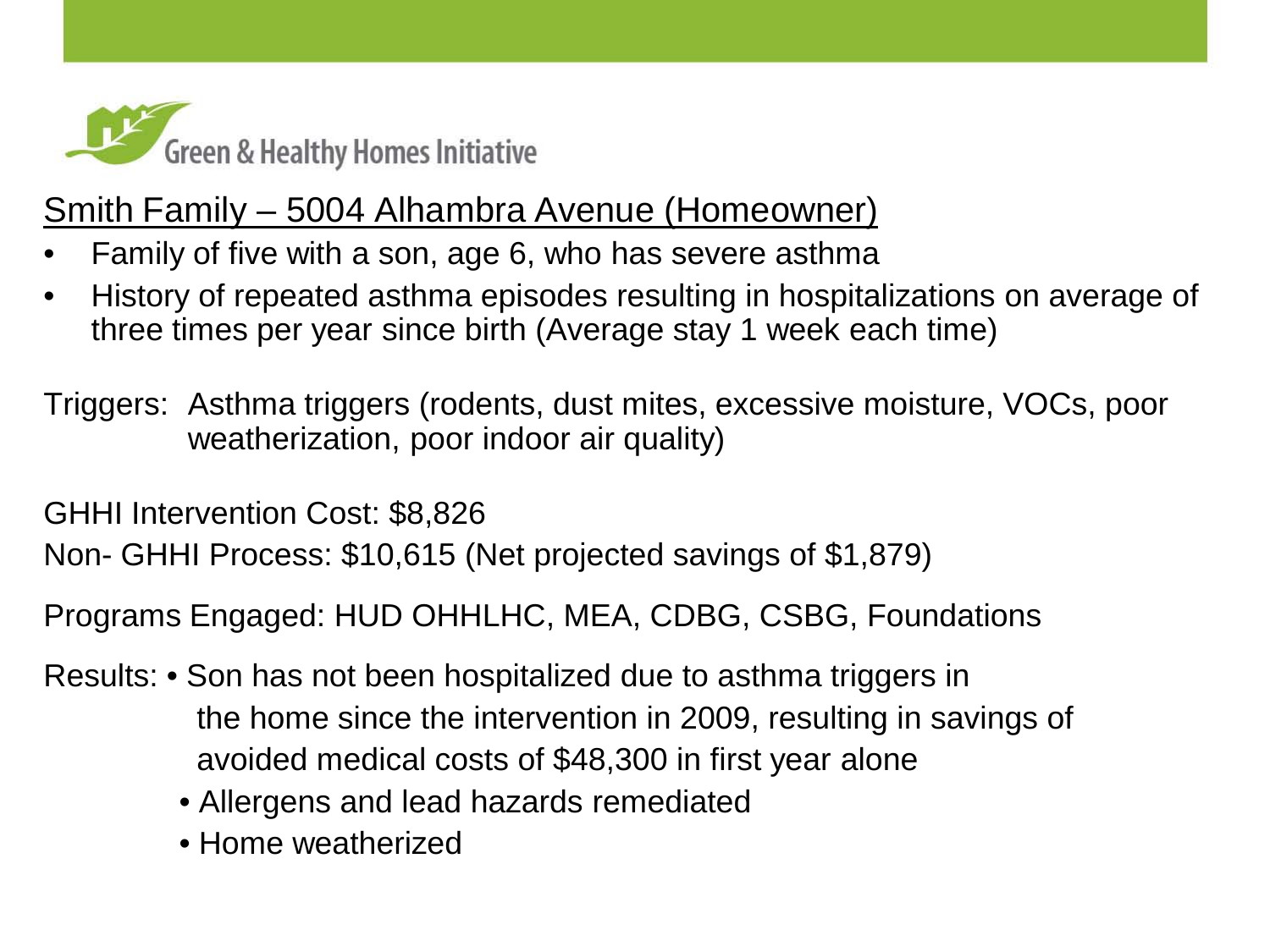Green & Healthy Homes Initiative

## Smith Family – 5004 Alhambra Avenue (Homeowner)

- Family of five with a son, age 6, who has severe asthma
- History of repeated asthma episodes resulting in hospitalizations on average of three times per year since birth (Average stay 1 week each time)

Triggers: Asthma triggers (rodents, dust mites, excessive moisture, VOCs, poor weatherization, poor indoor air quality)

GHHI Intervention Cost: $8,826

Non- GHHI Process: $10,615 (Net projected savings of $1,879)

Programs Engaged: HUD OHHLHC, MEA, CDBG, CSBG, Foundations

Results:
- Son has not been hospitalized due to asthma triggers in the home since the intervention in 2009, resulting in savings of avoided medical costs of $48,300 in first year alone
- Allergens and lead hazards remediated
- Home weatherized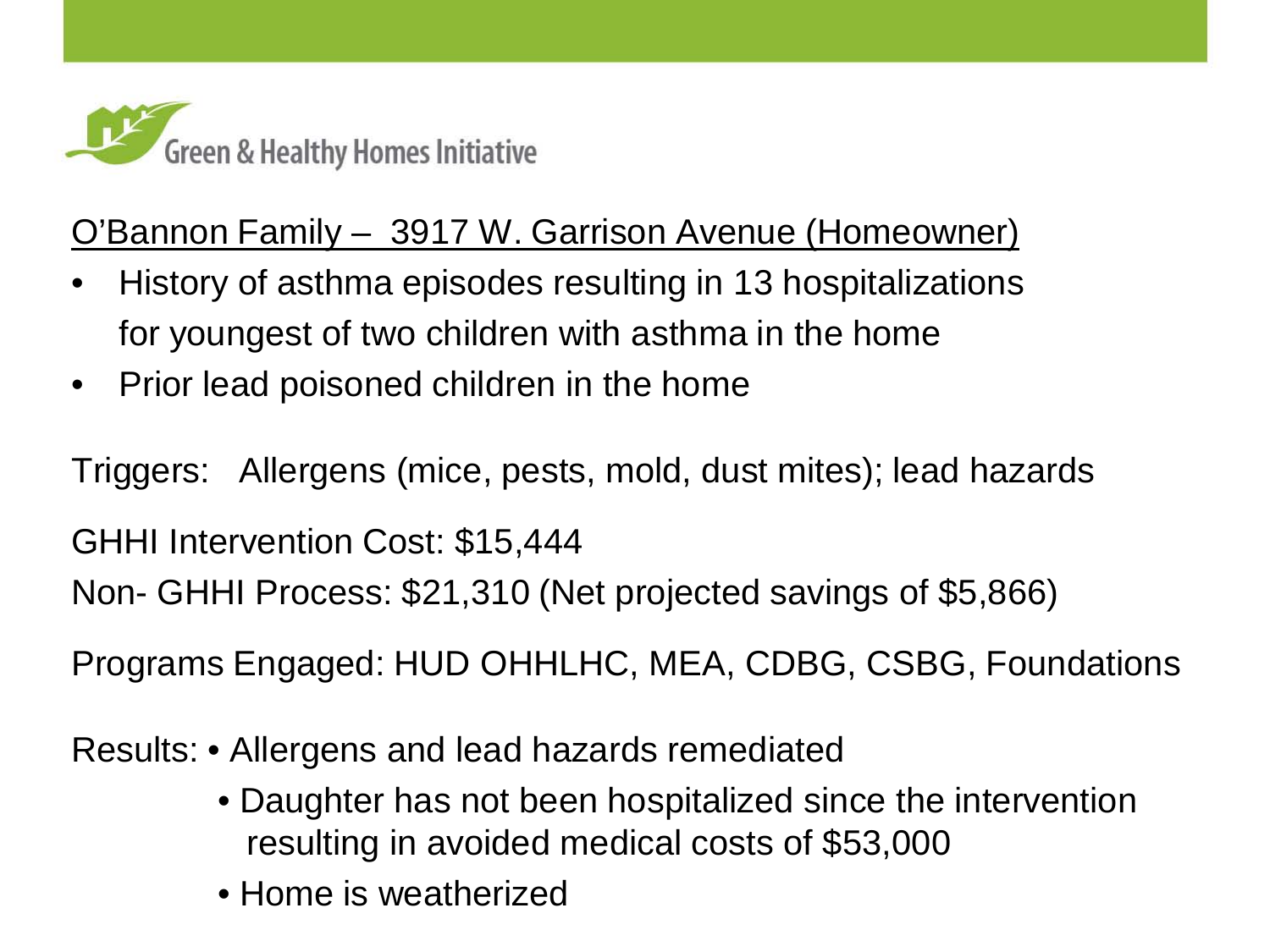Green & Healthy Homes Initiative

O'Bannon Family – 3917 W. Garrison Avenue (Homeowner)

- History of asthma episodes resulting in 13 hospitalizations for youngest of two children with asthma in the home
- Prior lead poisoned children in the home

Triggers: Allergens (mice, pests, mold, dust mites); lead hazards

GHHI Intervention Cost: $15,444

Non- GHHI Process: $21,310 (Net projected savings of $5,866)

Programs Engaged: HUD OHHLHC, MEA, CDBG, CSBG, Foundations

Results:
- Allergens and lead hazards remediated
- Daughter has not been hospitalized since the intervention resulting in avoided medical costs of $53,000
- Home is weatherized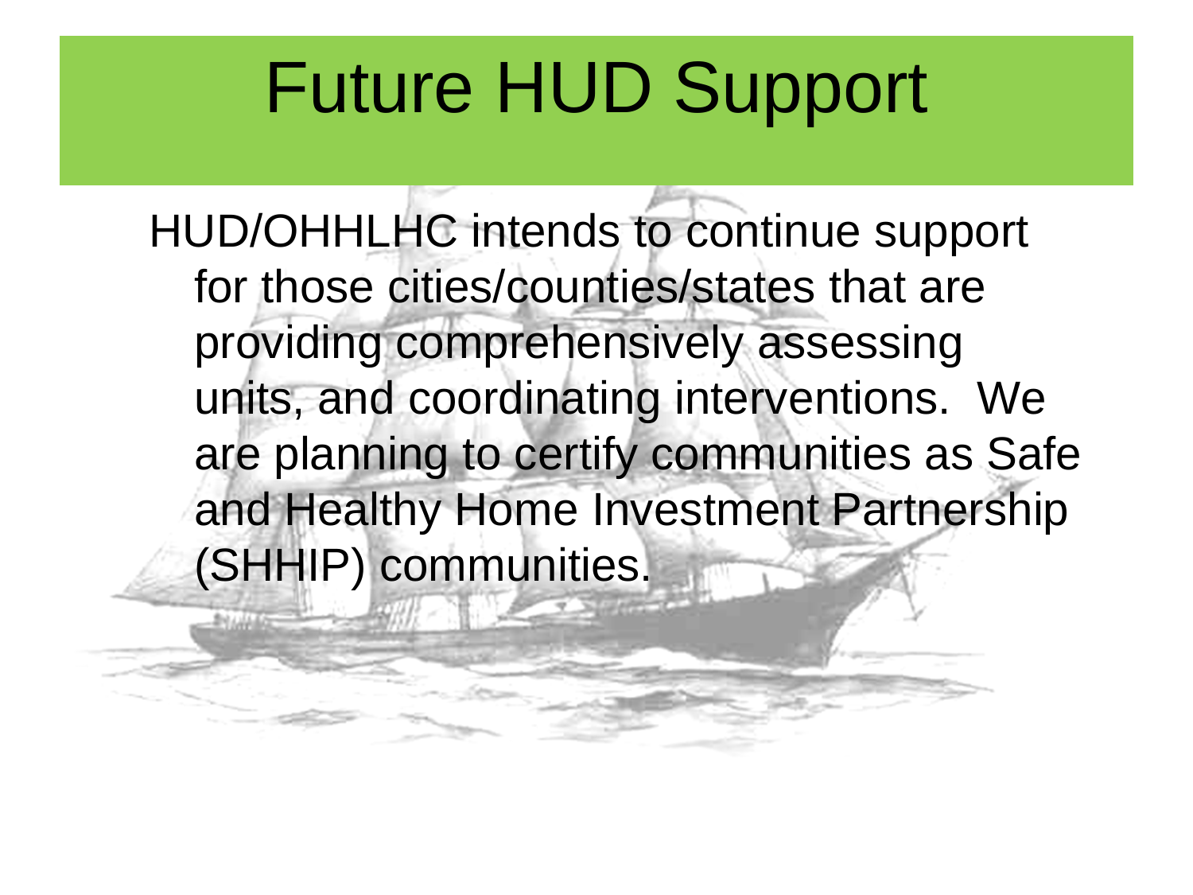# Future HUD Support

HUD/OHHLHC intends to continue support for those cities/counties/states that are providing comprehensively assessing units, and coordinating interventions. We are planning to certify communities as Safe and Healthy Home Investment Partnership (SHHIP) communities.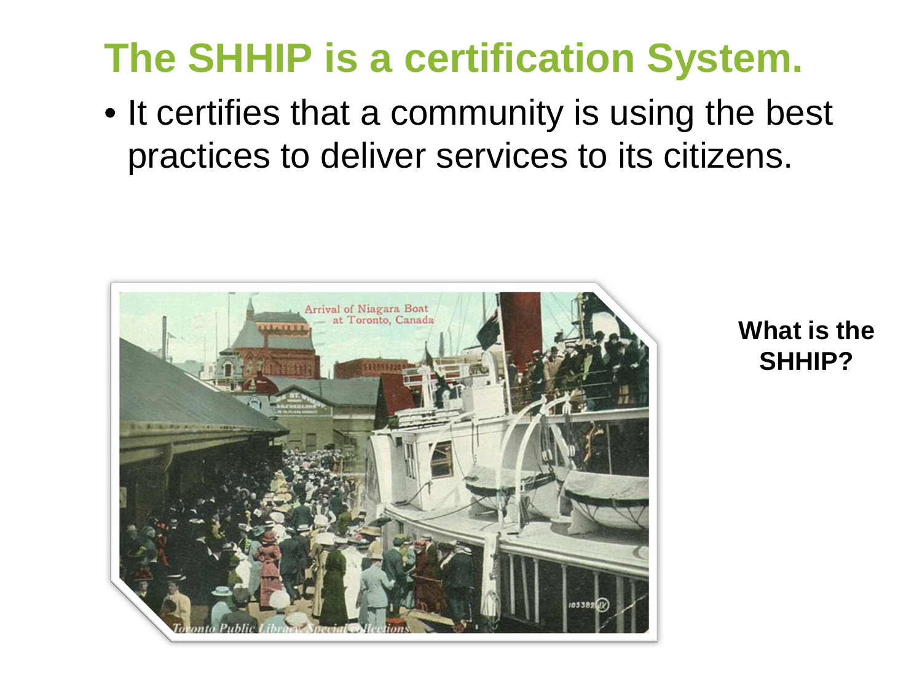# The SHHIP is a certification System.

- It certifies that a community is using the best practices to deliver services to its citizens.

**What is the SHHIP?**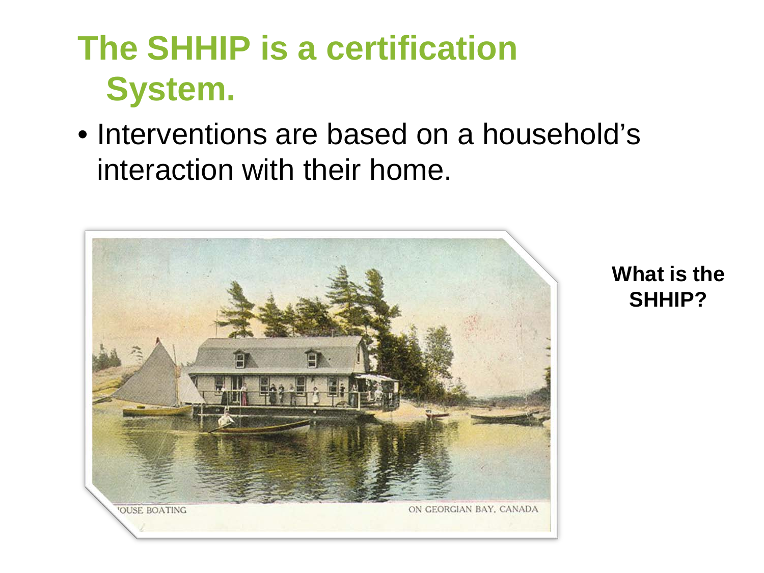# The SHHIP is a certification System.

- Interventions are based on a household's interaction with their home.

**What is the SHHIP?**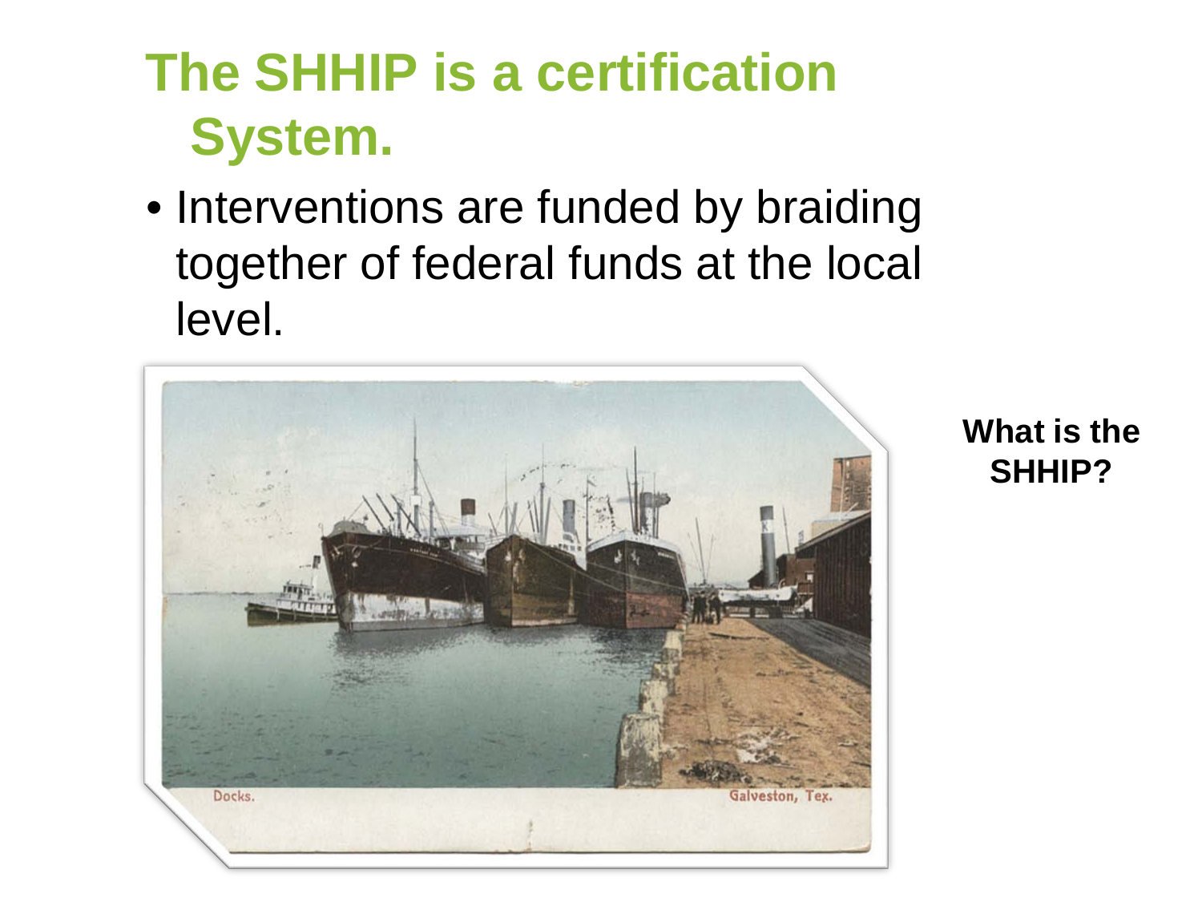# The SHHIP is a certification System.

- Interventions are funded by braiding together of federal funds at the local level.

**What is the SHHIP?**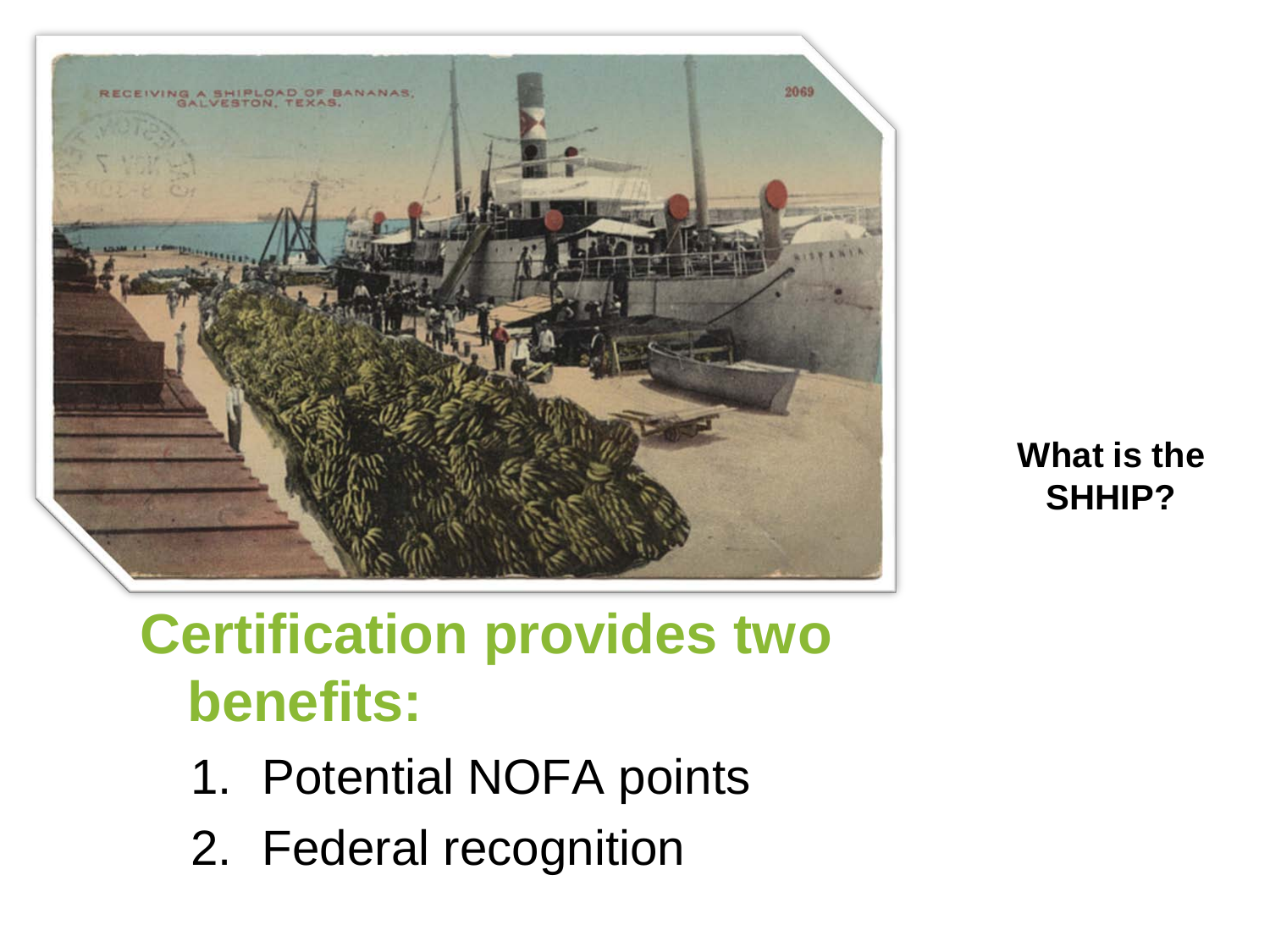What is the SHHIP?

## Certification provides two benefits:

1. Potential NOFA points
2. Federal recognition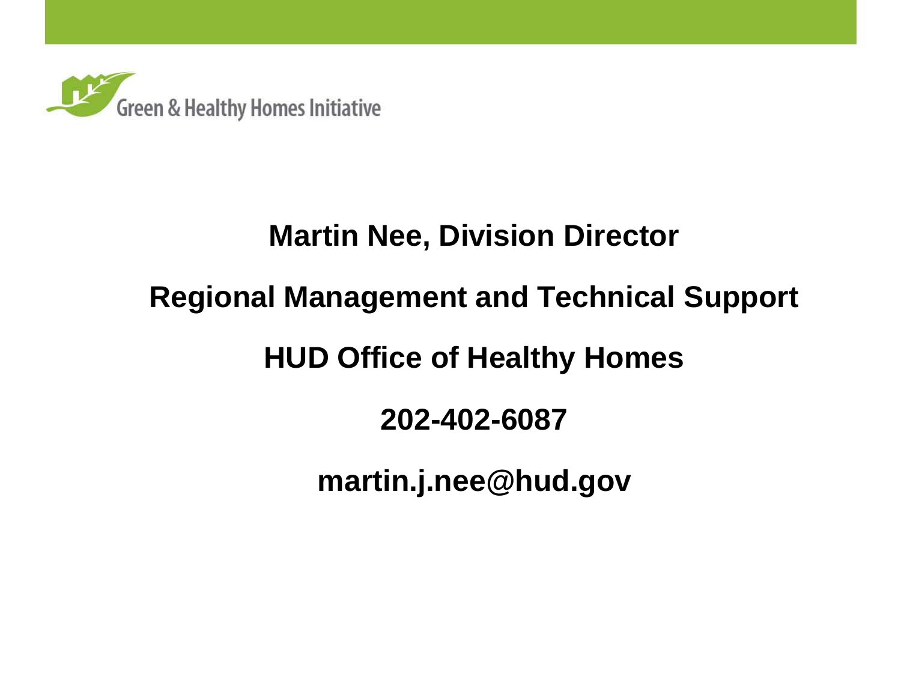Green & Healthy Homes Initiative

**Martin Nee, Division Director**

**Regional Management and Technical Support**

**HUD Office of Healthy Homes**

**202-402-6087**

**martin.j.nee@hud.gov**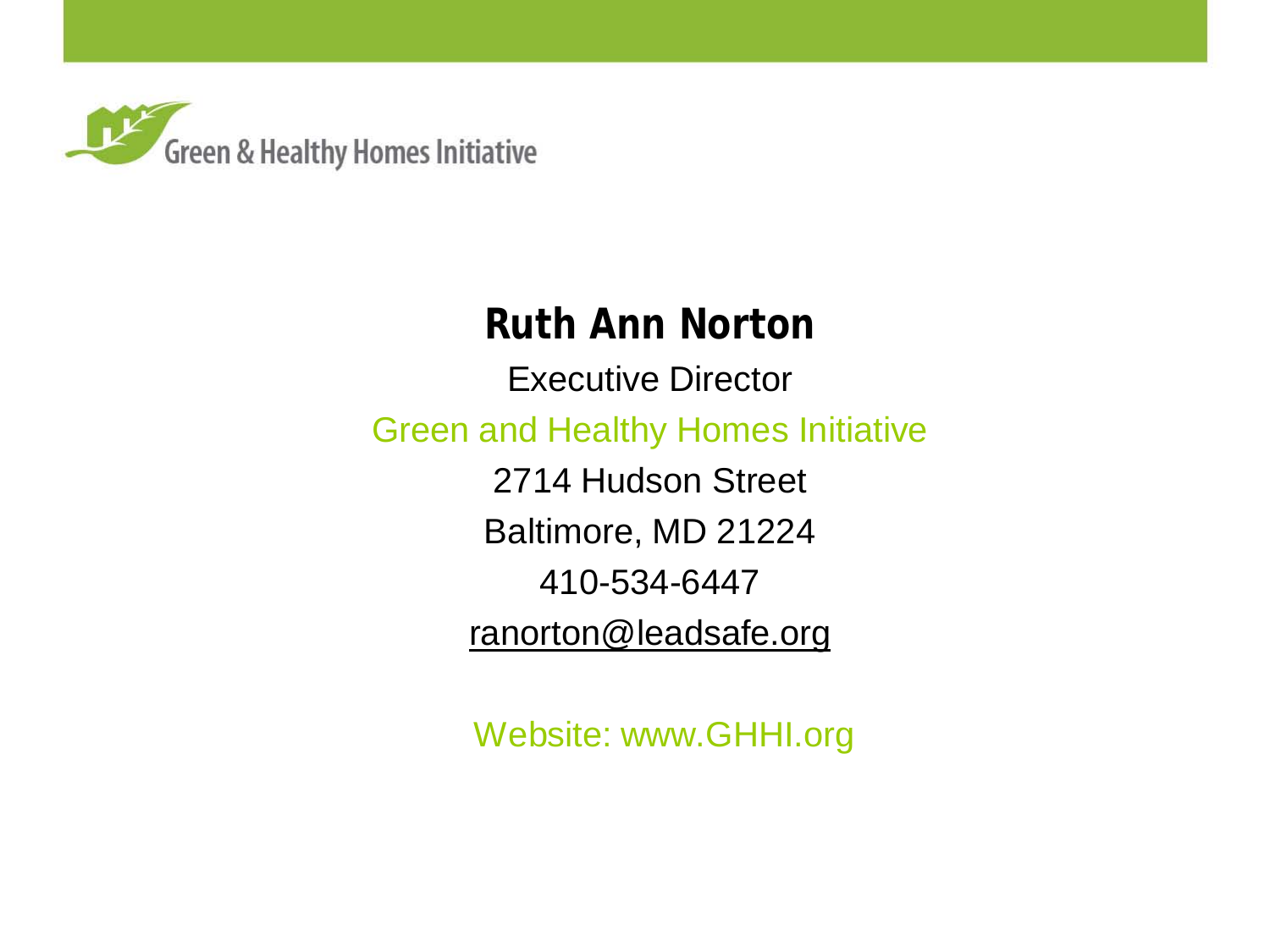Green & Healthy Homes Initiative

**Ruth Ann Norton**

Executive Director

Green and Healthy Homes Initiative

2714 Hudson Street

Baltimore, MD 21224

410-534-6447

ranorton@leadsafe.org

Website: www.GHHI.org